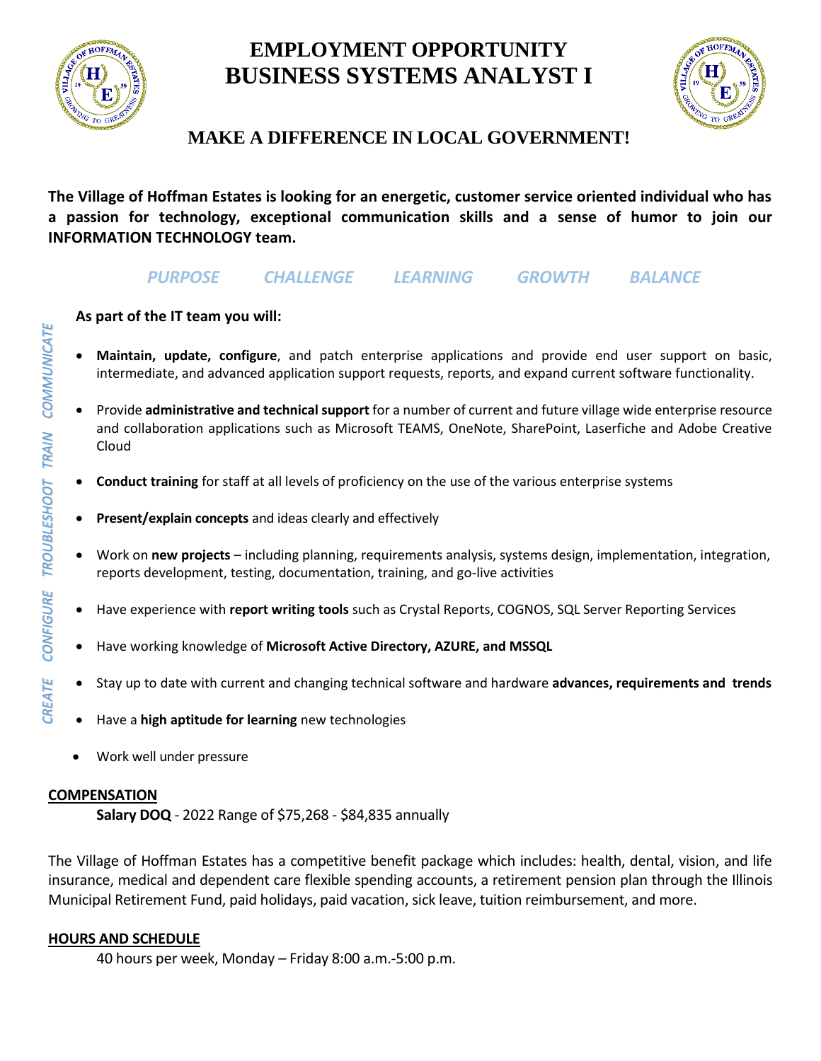# EMPLOYMENT OPPORTUNITY
# BUSINESS SYSTEMS ANALYST I

## MAKE A DIFFERENCE IN LOCAL GOVERNMENT!

**The Village of Hoffman Estates is looking for an energetic, customer service oriented individual who has a passion for technology, exceptional communication skills and a sense of humor to join our INFORMATION TECHNOLOGY team.**

*PURPOSE CHALLENGE LEARNING GROWTH BALANCE*

*CREATE CONFIGURE TROUBLESHOOT TRAIN COMMUNICATE*

**As part of the IT team you will:**

- **Maintain, update, configure**, and patch enterprise applications and provide end user support on basic, intermediate, and advanced application support requests, reports, and expand current software functionality.
- Provide **administrative and technical support** for a number of current and future village wide enterprise resource and collaboration applications such as Microsoft TEAMS, OneNote, SharePoint, Laserfiche and Adobe Creative Cloud
- **Conduct training** for staff at all levels of proficiency on the use of the various enterprise systems
- **Present/explain concepts** and ideas clearly and effectively
- Work on **new projects** – including planning, requirements analysis, systems design, implementation, integration, reports development, testing, documentation, training, and go-live activities
- Have experience with **report writing tools** such as Crystal Reports, COGNOS, SQL Server Reporting Services
- Have working knowledge of **Microsoft Active Directory, AZURE, and MSSQL**
- Stay up to date with current and changing technical software and hardware **advances, requirements and trends**
- Have a **high aptitude for learning** new technologies
- Work well under pressure

**COMPENSATION**

**Salary DOQ** - 2022 Range of $75,268 - $84,835 annually

The Village of Hoffman Estates has a competitive benefit package which includes: health, dental, vision, and life insurance, medical and dependent care flexible spending accounts, a retirement pension plan through the Illinois Municipal Retirement Fund, paid holidays, paid vacation, sick leave, tuition reimbursement, and more.

**HOURS AND SCHEDULE**

40 hours per week, Monday – Friday 8:00 a.m.-5:00 p.m.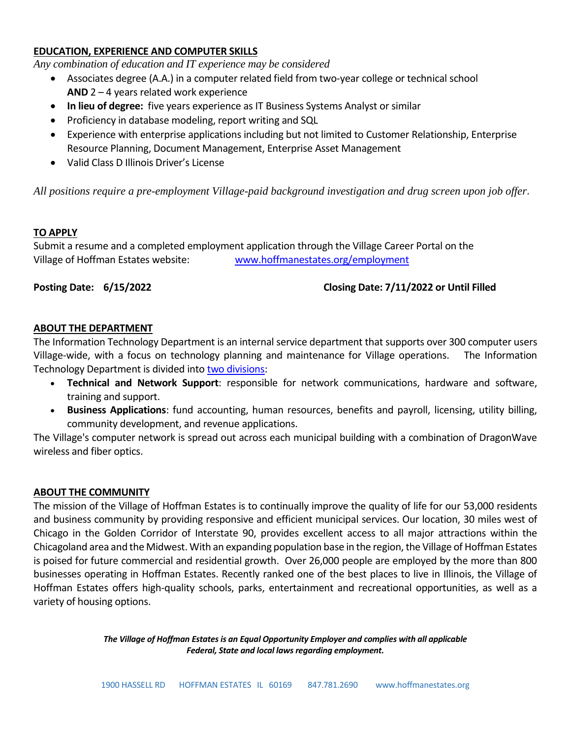**EDUCATION, EXPERIENCE AND COMPUTER SKILLS**

*Any combination of education and IT experience may be considered*

- Associates degree (A.A.) in a computer related field from two-year college or technical school **AND** 2 – 4 years related work experience
- **In lieu of degree:** five years experience as IT Business Systems Analyst or similar
- Proficiency in database modeling, report writing and SQL
- Experience with enterprise applications including but not limited to Customer Relationship, Enterprise Resource Planning, Document Management, Enterprise Asset Management
- Valid Class D Illinois Driver's License

*All positions require a pre-employment Village-paid background investigation and drug screen upon job offer.*

**TO APPLY**

Submit a resume and a completed employment application through the Village Career Portal on the Village of Hoffman Estates website: [www.hoffmanestates.org/employment](www.hoffmanestates.org/employment)

**Posting Date: 6/15/2022** **Closing Date: 7/11/2022 or Until Filled**

**ABOUT THE DEPARTMENT**

The Information Technology Department is an internal service department that supports over 300 computer users Village-wide, with a focus on technology planning and maintenance for Village operations. The Information Technology Department is divided into two divisions:

- **Technical and Network Support**: responsible for network communications, hardware and software, training and support.
- **Business Applications**: fund accounting, human resources, benefits and payroll, licensing, utility billing, community development, and revenue applications.

The Village's computer network is spread out across each municipal building with a combination of DragonWave wireless and fiber optics.

**ABOUT THE COMMUNITY**

The mission of the Village of Hoffman Estates is to continually improve the quality of life for our 53,000 residents and business community by providing responsive and efficient municipal services. Our location, 30 miles west of Chicago in the Golden Corridor of Interstate 90, provides excellent access to all major attractions within the Chicagoland area and the Midwest. With an expanding population base in the region, the Village of Hoffman Estates is poised for future commercial and residential growth. Over 26,000 people are employed by the more than 800 businesses operating in Hoffman Estates. Recently ranked one of the best places to live in Illinois, the Village of Hoffman Estates offers high-quality schools, parks, entertainment and recreational opportunities, as well as a variety of housing options.

***The Village of Hoffman Estates is an Equal Opportunity Employer and complies with all applicable Federal, State and local laws regarding employment.***

1900 HASSELL RD HOFFMAN ESTATES IL 60169 847.781.2690 www.hoffmanestates.org